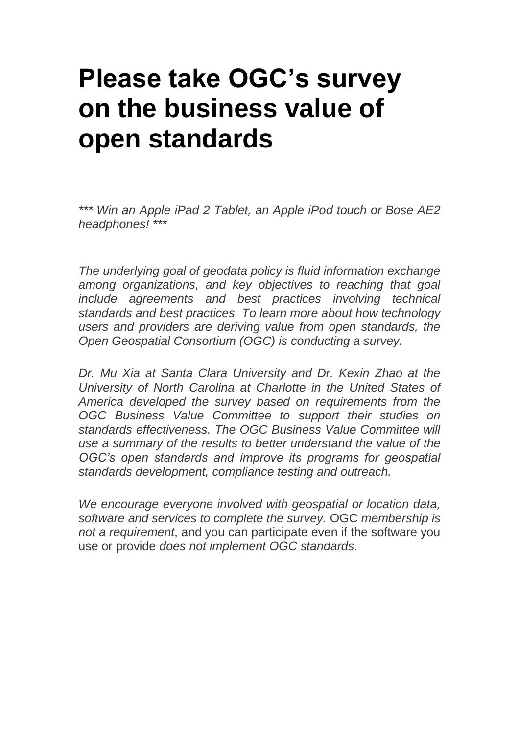# Please take OGC's survey on the business value of open standards

*\*\*\* Win an Apple iPad 2 Tablet, an Apple iPod touch or Bose AE2 headphones! \*\*\**

*The underlying goal of geodata policy is fluid information exchange among organizations, and key objectives to reaching that goal include agreements and best practices involving technical standards and best practices. To learn more about how technology users and providers are deriving value from open standards, the Open Geospatial Consortium (OGC) is conducting a survey.*

*Dr. Mu Xia at Santa Clara University and Dr. Kexin Zhao at the University of North Carolina at Charlotte in the United States of America developed the survey based on requirements from the OGC Business Value Committee to support their studies on standards effectiveness. The OGC Business Value Committee will use a summary of the results to better understand the value of the OGC's open standards and improve its programs for geospatial standards development, compliance testing and outreach.*

*We encourage everyone involved with geospatial or location data, software and services to complete the survey.* OGC *membership is not a requirement*, and you can participate even if the software you use or provide *does not implement OGC standards*.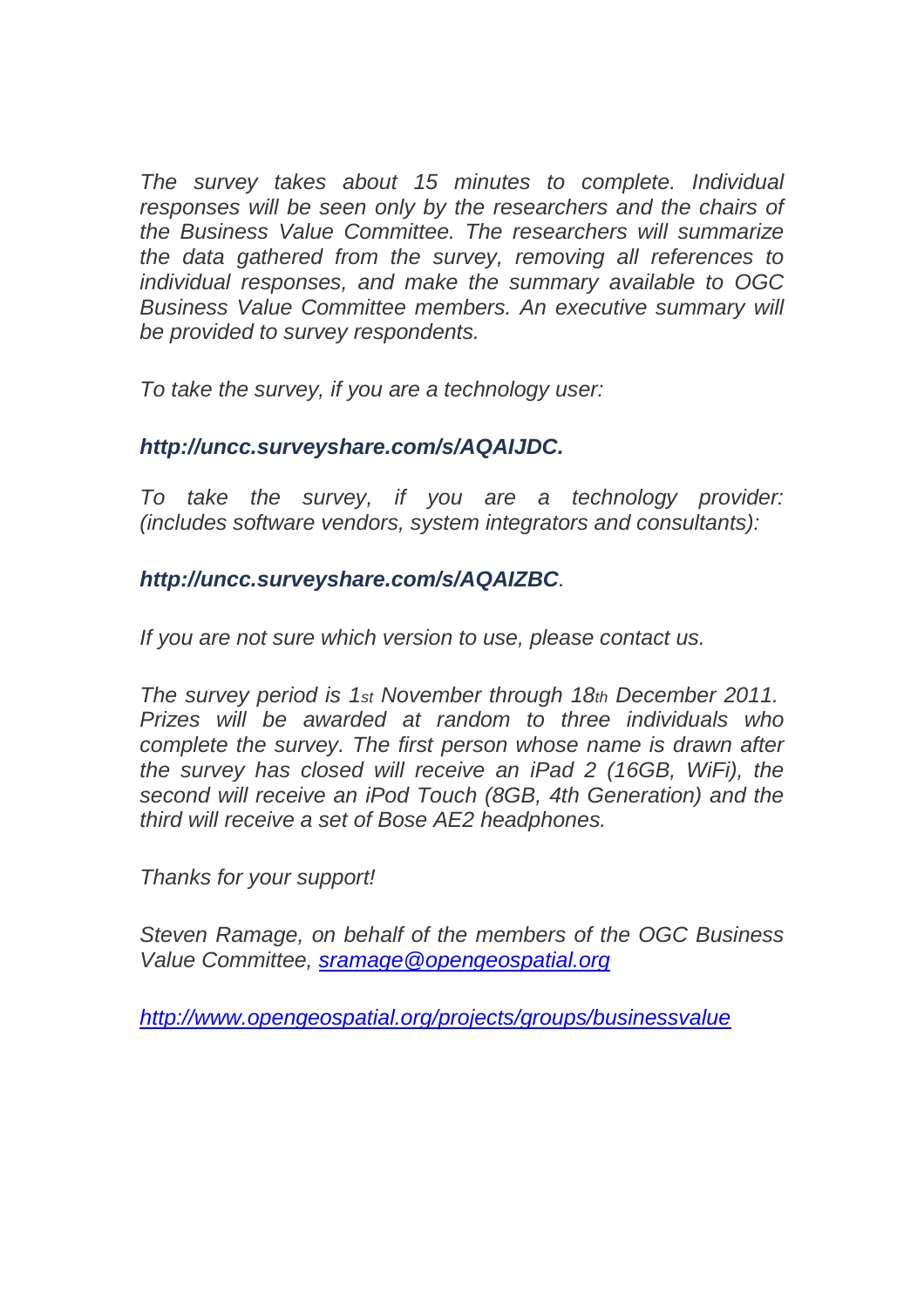*The survey takes about 15 minutes to complete. Individual responses will be seen only by the researchers and the chairs of the Business Value Committee. The researchers will summarize the data gathered from the survey, removing all references to individual responses, and make the summary available to OGC Business Value Committee members. An executive summary will be provided to survey respondents.*

*To take the survey, if you are a technology user:*

***http://uncc.surveyshare.com/s/AQAIJDC.***

*To take the survey, if you are a technology provider: (includes software vendors, system integrators and consultants):*

***http://uncc.surveyshare.com/s/AQAIZBC**.*

*If you are not sure which version to use, please contact us.*

*The survey period is 1st November through 18th December 2011. Prizes will be awarded at random to three individuals who complete the survey. The first person whose name is drawn after the survey has closed will receive an iPad 2 (16GB, WiFi), the second will receive an iPod Touch (8GB, 4th Generation) and the third will receive a set of Bose AE2 headphones.*

*Thanks for your support!*

*Steven Ramage, on behalf of the members of the OGC Business Value Committee, [sramage@opengeospatial.org](mailto:sramage@opengeospatial.org)*

*[http://www.opengeospatial.org/projects/groups/businessvalue](http://www.opengeospatial.org/projects/groups/businessvalue)*